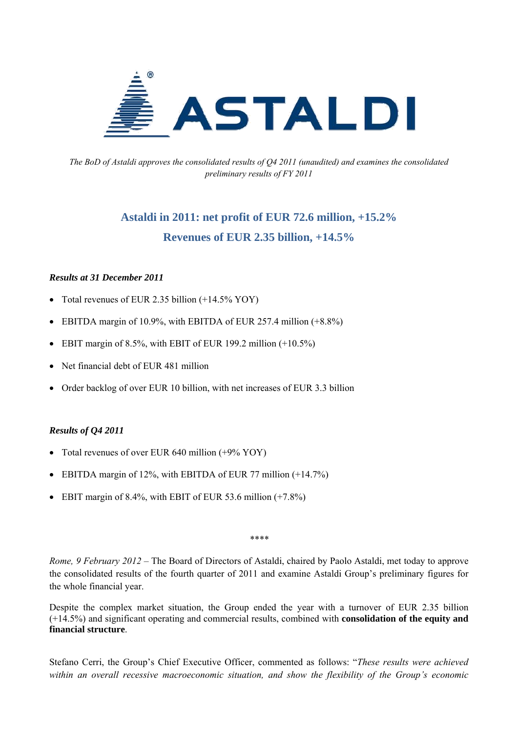*The BoD of Astaldi approves the consolidated results of Q4 2011 (unaudited) and examines the consolidated preliminary results of FY 2011*

## Astaldi in 2011: net profit of EUR 72.6 million, +15.2%
## Revenues of EUR 2.35 billion, +14.5%

***Results at 31 December 2011***

- Total revenues of EUR 2.35 billion (+14.5% YOY)
- EBITDA margin of 10.9%, with EBITDA of EUR 257.4 million (+8.8%)
- EBIT margin of 8.5%, with EBIT of EUR 199.2 million (+10.5%)
- Net financial debt of EUR 481 million
- Order backlog of over EUR 10 billion, with net increases of EUR 3.3 billion

***Results of Q4 2011***

- Total revenues of over EUR 640 million (+9% YOY)
- EBITDA margin of 12%, with EBITDA of EUR 77 million (+14.7%)
- EBIT margin of 8.4%, with EBIT of EUR 53.6 million (+7.8%)

****

*Rome, 9 February 2012* – The Board of Directors of Astaldi, chaired by Paolo Astaldi, met today to approve the consolidated results of the fourth quarter of 2011 and examine Astaldi Group's preliminary figures for the whole financial year.

Despite the complex market situation, the Group ended the year with a turnover of EUR 2.35 billion (+14.5%) and significant operating and commercial results, combined with **consolidation of the equity and financial structure**.

Stefano Cerri, the Group's Chief Executive Officer, commented as follows: "*These results were achieved within an overall recessive macroeconomic situation, and show the flexibility of the Group's economic*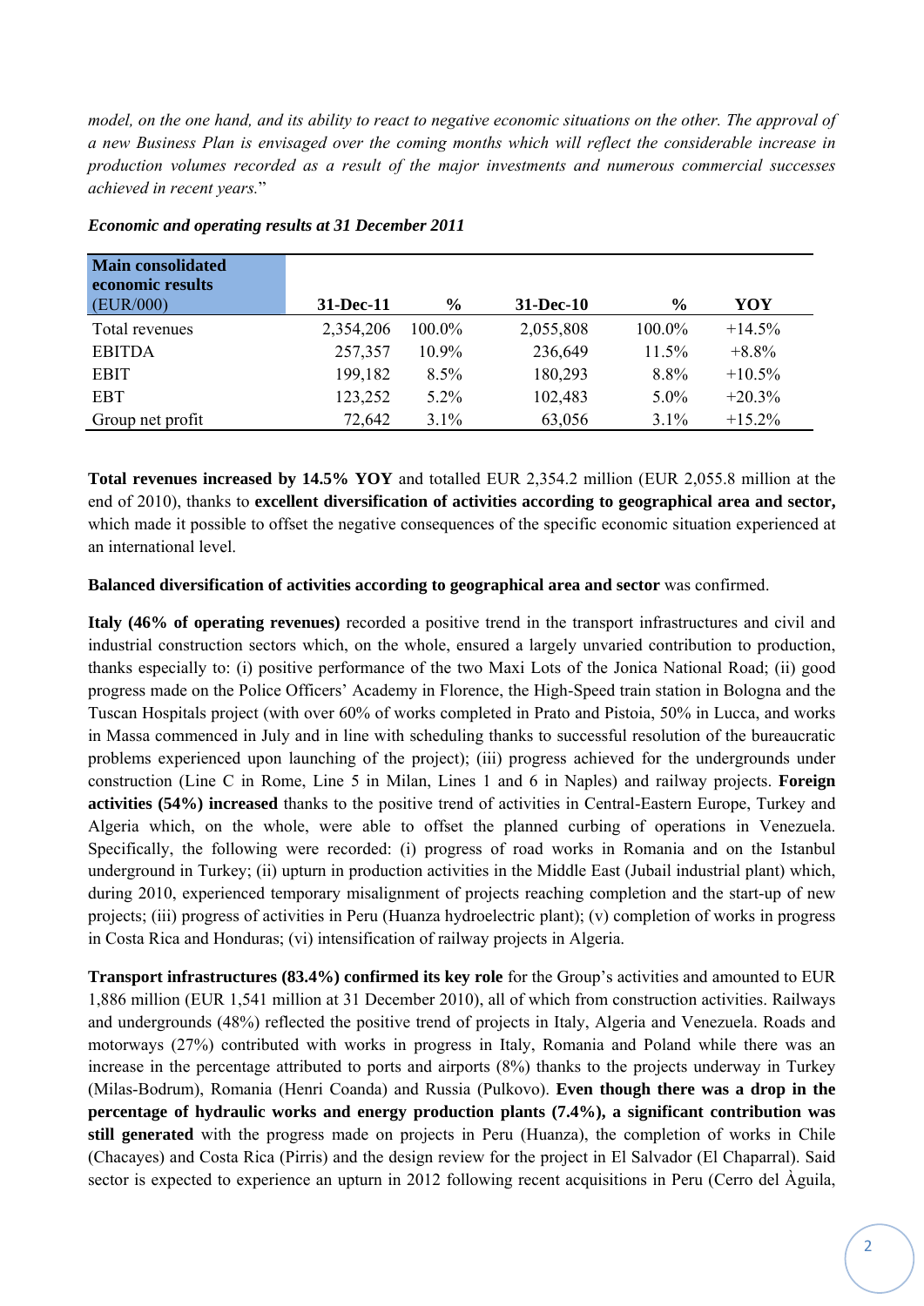*model, on the one hand, and its ability to react to negative economic situations on the other. The approval of a new Business Plan is envisaged over the coming months which will reflect the considerable increase in production volumes recorded as a result of the major investments and numerous commercial successes achieved in recent years.*"

***Economic and operating results at 31 December 2011***

| **Main consolidated economic results** (EUR/000) | **31-Dec-11** | **%** | **31-Dec-10** | **%** | **YOY** |
|---|---|---|---|---|---|
| Total revenues | 2,354,206 | 100.0% | 2,055,808 | 100.0% | +14.5% |
| EBITDA | 257,357 | 10.9% | 236,649 | 11.5% | +8.8% |
| EBIT | 199,182 | 8.5% | 180,293 | 8.8% | +10.5% |
| EBT | 123,252 | 5.2% | 102,483 | 5.0% | +20.3% |
| Group net profit | 72,642 | 3.1% | 63,056 | 3.1% | +15.2% |

**Total revenues increased by 14.5% YOY** and totalled EUR 2,354.2 million (EUR 2,055.8 million at the end of 2010), thanks to **excellent diversification of activities according to geographical area and sector,** which made it possible to offset the negative consequences of the specific economic situation experienced at an international level.

**Balanced diversification of activities according to geographical area and sector** was confirmed.

**Italy (46% of operating revenues)** recorded a positive trend in the transport infrastructures and civil and industrial construction sectors which, on the whole, ensured a largely unvaried contribution to production, thanks especially to: (i) positive performance of the two Maxi Lots of the Jonica National Road; (ii) good progress made on the Police Officers' Academy in Florence, the High-Speed train station in Bologna and the Tuscan Hospitals project (with over 60% of works completed in Prato and Pistoia, 50% in Lucca, and works in Massa commenced in July and in line with scheduling thanks to successful resolution of the bureaucratic problems experienced upon launching of the project); (iii) progress achieved for the undergrounds under construction (Line C in Rome, Line 5 in Milan, Lines 1 and 6 in Naples) and railway projects. **Foreign activities (54%) increased** thanks to the positive trend of activities in Central-Eastern Europe, Turkey and Algeria which, on the whole, were able to offset the planned curbing of operations in Venezuela. Specifically, the following were recorded: (i) progress of road works in Romania and on the Istanbul underground in Turkey; (ii) upturn in production activities in the Middle East (Jubail industrial plant) which, during 2010, experienced temporary misalignment of projects reaching completion and the start-up of new projects; (iii) progress of activities in Peru (Huanza hydroelectric plant); (v) completion of works in progress in Costa Rica and Honduras; (vi) intensification of railway projects in Algeria.

**Transport infrastructures (83.4%) confirmed its key role** for the Group's activities and amounted to EUR 1,886 million (EUR 1,541 million at 31 December 2010), all of which from construction activities. Railways and undergrounds (48%) reflected the positive trend of projects in Italy, Algeria and Venezuela. Roads and motorways (27%) contributed with works in progress in Italy, Romania and Poland while there was an increase in the percentage attributed to ports and airports (8%) thanks to the projects underway in Turkey (Milas-Bodrum), Romania (Henri Coanda) and Russia (Pulkovo). **Even though there was a drop in the percentage of hydraulic works and energy production plants (7.4%), a significant contribution was still generated** with the progress made on projects in Peru (Huanza), the completion of works in Chile (Chacayes) and Costa Rica (Pirris) and the design review for the project in El Salvador (El Chaparral). Said sector is expected to experience an upturn in 2012 following recent acquisitions in Peru (Cerro del Àguila,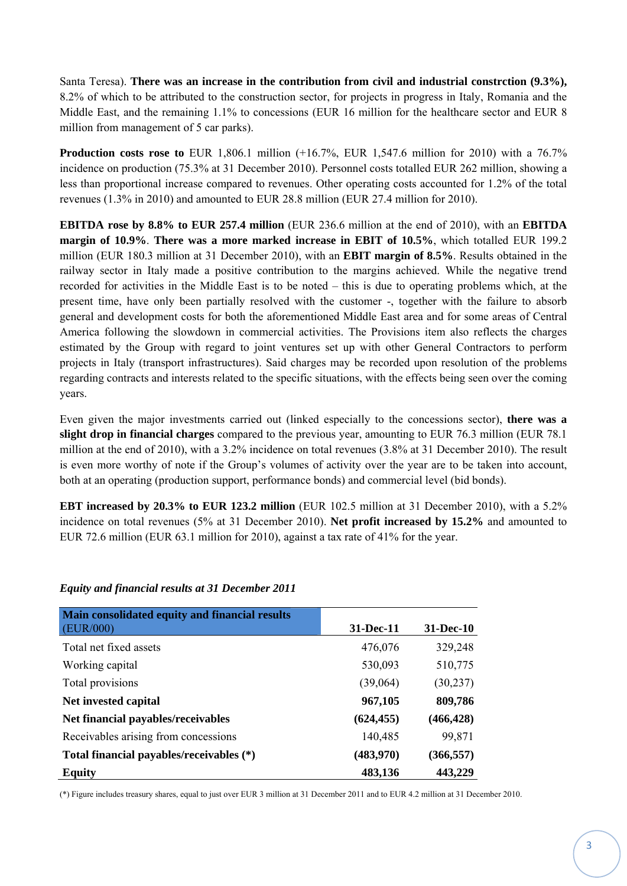Santa Teresa). **There was an increase in the contribution from civil and industrial constrction (9.3%),** 8.2% of which to be attributed to the construction sector, for projects in progress in Italy, Romania and the Middle East, and the remaining 1.1% to concessions (EUR 16 million for the healthcare sector and EUR 8 million from management of 5 car parks).

**Production costs rose to** EUR 1,806.1 million (+16.7%, EUR 1,547.6 million for 2010) with a 76.7% incidence on production (75.3% at 31 December 2010). Personnel costs totalled EUR 262 million, showing a less than proportional increase compared to revenues. Other operating costs accounted for 1.2% of the total revenues (1.3% in 2010) and amounted to EUR 28.8 million (EUR 27.4 million for 2010).

**EBITDA rose by 8.8% to EUR 257.4 million** (EUR 236.6 million at the end of 2010), with an **EBITDA margin of 10.9%**. **There was a more marked increase in EBIT of 10.5%**, which totalled EUR 199.2 million (EUR 180.3 million at 31 December 2010), with an **EBIT margin of 8.5%**. Results obtained in the railway sector in Italy made a positive contribution to the margins achieved. While the negative trend recorded for activities in the Middle East is to be noted – this is due to operating problems which, at the present time, have only been partially resolved with the customer -, together with the failure to absorb general and development costs for both the aforementioned Middle East area and for some areas of Central America following the slowdown in commercial activities. The Provisions item also reflects the charges estimated by the Group with regard to joint ventures set up with other General Contractors to perform projects in Italy (transport infrastructures). Said charges may be recorded upon resolution of the problems regarding contracts and interests related to the specific situations, with the effects being seen over the coming years.

Even given the major investments carried out (linked especially to the concessions sector), **there was a slight drop in financial charges** compared to the previous year, amounting to EUR 76.3 million (EUR 78.1 million at the end of 2010), with a 3.2% incidence on total revenues (3.8% at 31 December 2010). The result is even more worthy of note if the Group's volumes of activity over the year are to be taken into account, both at an operating (production support, performance bonds) and commercial level (bid bonds).

**EBT increased by 20.3% to EUR 123.2 million** (EUR 102.5 million at 31 December 2010), with a 5.2% incidence on total revenues (5% at 31 December 2010). **Net profit increased by 15.2%** and amounted to EUR 72.6 million (EUR 63.1 million for 2010), against a tax rate of 41% for the year.

***Equity and financial results at 31 December 2011***

| **Main consolidated equity and financial results** (EUR/000) | **31-Dec-11** | **31-Dec-10** |
|---|---|---|
| Total net fixed assets | 476,076 | 329,248 |
| Working capital | 530,093 | 510,775 |
| Total provisions | (39,064) | (30,237) |
| **Net invested capital** | **967,105** | **809,786** |
| **Net financial payables/receivables** | **(624,455)** | **(466,428)** |
| Receivables arising from concessions | 140,485 | 99,871 |
| **Total financial payables/receivables (*)** | **(483,970)** | **(366,557)** |
| **Equity** | **483,136** | **443,229** |

(*) Figure includes treasury shares, equal to just over EUR 3 million at 31 December 2011 and to EUR 4.2 million at 31 December 2010.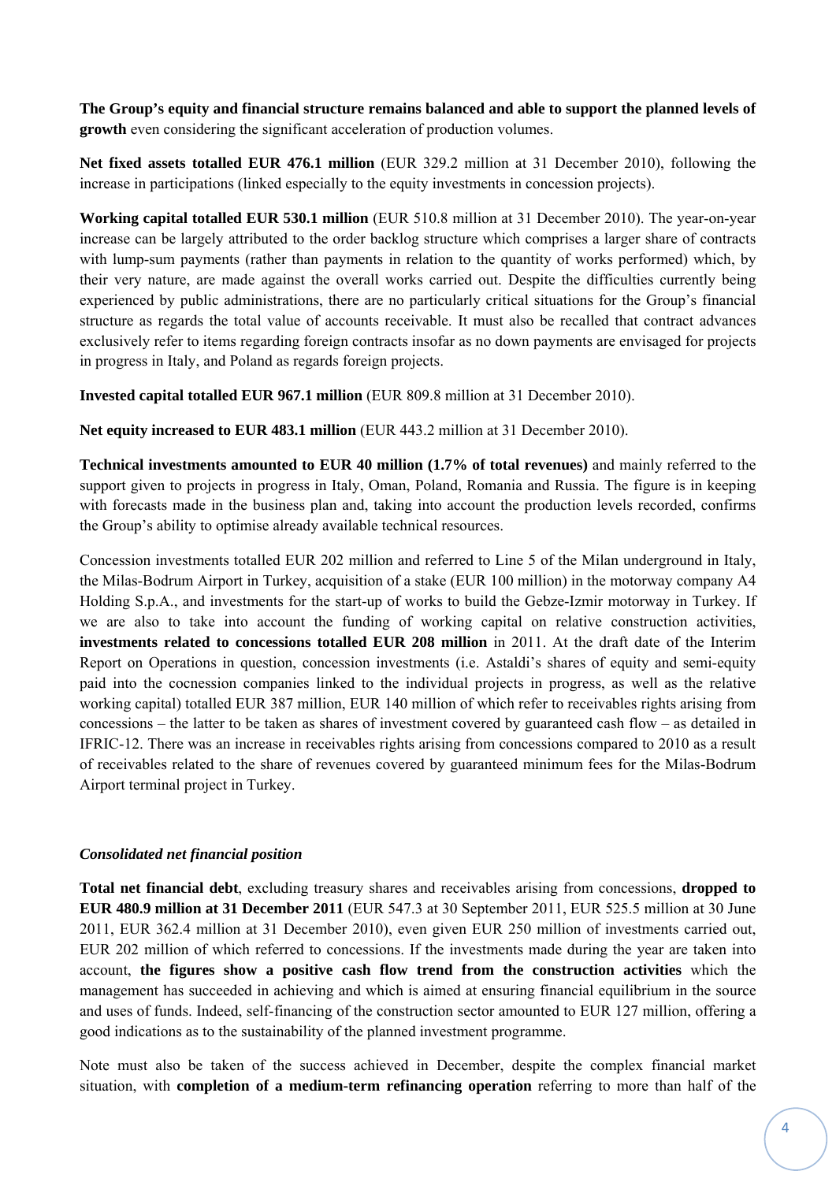**The Group's equity and financial structure remains balanced and able to support the planned levels of growth** even considering the significant acceleration of production volumes.

**Net fixed assets totalled EUR 476.1 million** (EUR 329.2 million at 31 December 2010), following the increase in participations (linked especially to the equity investments in concession projects).

**Working capital totalled EUR 530.1 million** (EUR 510.8 million at 31 December 2010). The year-on-year increase can be largely attributed to the order backlog structure which comprises a larger share of contracts with lump-sum payments (rather than payments in relation to the quantity of works performed) which, by their very nature, are made against the overall works carried out. Despite the difficulties currently being experienced by public administrations, there are no particularly critical situations for the Group's financial structure as regards the total value of accounts receivable. It must also be recalled that contract advances exclusively refer to items regarding foreign contracts insofar as no down payments are envisaged for projects in progress in Italy, and Poland as regards foreign projects.

**Invested capital totalled EUR 967.1 million** (EUR 809.8 million at 31 December 2010).

**Net equity increased to EUR 483.1 million** (EUR 443.2 million at 31 December 2010).

**Technical investments amounted to EUR 40 million (1.7% of total revenues)** and mainly referred to the support given to projects in progress in Italy, Oman, Poland, Romania and Russia. The figure is in keeping with forecasts made in the business plan and, taking into account the production levels recorded, confirms the Group's ability to optimise already available technical resources.

Concession investments totalled EUR 202 million and referred to Line 5 of the Milan underground in Italy, the Milas-Bodrum Airport in Turkey, acquisition of a stake (EUR 100 million) in the motorway company A4 Holding S.p.A., and investments for the start-up of works to build the Gebze-Izmir motorway in Turkey. If we are also to take into account the funding of working capital on relative construction activities, **investments related to concessions totalled EUR 208 million** in 2011. At the draft date of the Interim Report on Operations in question, concession investments (i.e. Astaldi's shares of equity and semi-equity paid into the cocnession companies linked to the individual projects in progress, as well as the relative working capital) totalled EUR 387 million, EUR 140 million of which refer to receivables rights arising from concessions – the latter to be taken as shares of investment covered by guaranteed cash flow – as detailed in IFRIC-12. There was an increase in receivables rights arising from concessions compared to 2010 as a result of receivables related to the share of revenues covered by guaranteed minimum fees for the Milas-Bodrum Airport terminal project in Turkey.

### *Consolidated net financial position*

**Total net financial debt**, excluding treasury shares and receivables arising from concessions, **dropped to EUR 480.9 million at 31 December 2011** (EUR 547.3 at 30 September 2011, EUR 525.5 million at 30 June 2011, EUR 362.4 million at 31 December 2010), even given EUR 250 million of investments carried out, EUR 202 million of which referred to concessions. If the investments made during the year are taken into account, **the figures show a positive cash flow trend from the construction activities** which the management has succeeded in achieving and which is aimed at ensuring financial equilibrium in the source and uses of funds. Indeed, self-financing of the construction sector amounted to EUR 127 million, offering a good indications as to the sustainability of the planned investment programme.

Note must also be taken of the success achieved in December, despite the complex financial market situation, with **completion of a medium-term refinancing operation** referring to more than half of the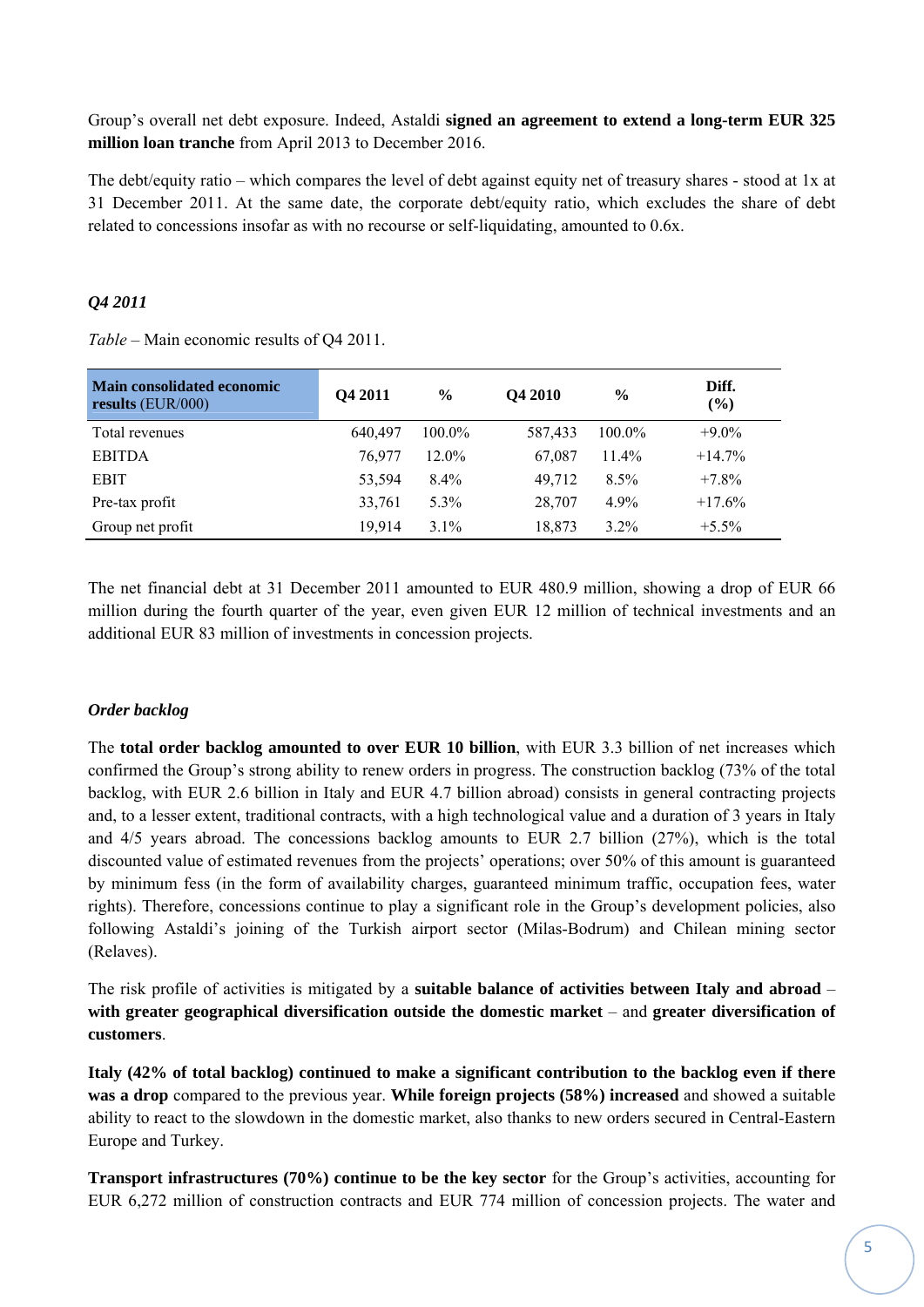Group's overall net debt exposure. Indeed, Astaldi **signed an agreement to extend a long-term EUR 325 million loan tranche** from April 2013 to December 2016.

The debt/equity ratio – which compares the level of debt against equity net of treasury shares - stood at 1x at 31 December 2011. At the same date, the corporate debt/equity ratio, which excludes the share of debt related to concessions insofar as with no recourse or self-liquidating, amounted to 0.6x.

### *Q4 2011*

*Table* – Main economic results of Q4 2011.

| **Main consolidated economic results** (EUR/000) | **Q4 2011** | **%** | **Q4 2010** | **%** | **Diff. (%)** |
|---|---|---|---|---|---|
| Total revenues | 640,497 | 100.0% | 587,433 | 100.0% | +9.0% |
| EBITDA | 76,977 | 12.0% | 67,087 | 11.4% | +14.7% |
| EBIT | 53,594 | 8.4% | 49,712 | 8.5% | +7.8% |
| Pre-tax profit | 33,761 | 5.3% | 28,707 | 4.9% | +17.6% |
| Group net profit | 19,914 | 3.1% | 18,873 | 3.2% | +5.5% |

The net financial debt at 31 December 2011 amounted to EUR 480.9 million, showing a drop of EUR 66 million during the fourth quarter of the year, even given EUR 12 million of technical investments and an additional EUR 83 million of investments in concession projects.

### *Order backlog*

The **total order backlog amounted to over EUR 10 billion**, with EUR 3.3 billion of net increases which confirmed the Group's strong ability to renew orders in progress. The construction backlog (73% of the total backlog, with EUR 2.6 billion in Italy and EUR 4.7 billion abroad) consists in general contracting projects and, to a lesser extent, traditional contracts, with a high technological value and a duration of 3 years in Italy and 4/5 years abroad. The concessions backlog amounts to EUR 2.7 billion (27%), which is the total discounted value of estimated revenues from the projects' operations; over 50% of this amount is guaranteed by minimum fess (in the form of availability charges, guaranteed minimum traffic, occupation fees, water rights). Therefore, concessions continue to play a significant role in the Group's development policies, also following Astaldi's joining of the Turkish airport sector (Milas-Bodrum) and Chilean mining sector (Relaves).

The risk profile of activities is mitigated by a **suitable balance of activities between Italy and abroad** – **with greater geographical diversification outside the domestic market** – and **greater diversification of customers**.

**Italy (42% of total backlog) continued to make a significant contribution to the backlog even if there was a drop** compared to the previous year. **While foreign projects (58%) increased** and showed a suitable ability to react to the slowdown in the domestic market, also thanks to new orders secured in Central-Eastern Europe and Turkey.

**Transport infrastructures (70%) continue to be the key sector** for the Group's activities, accounting for EUR 6,272 million of construction contracts and EUR 774 million of concession projects. The water and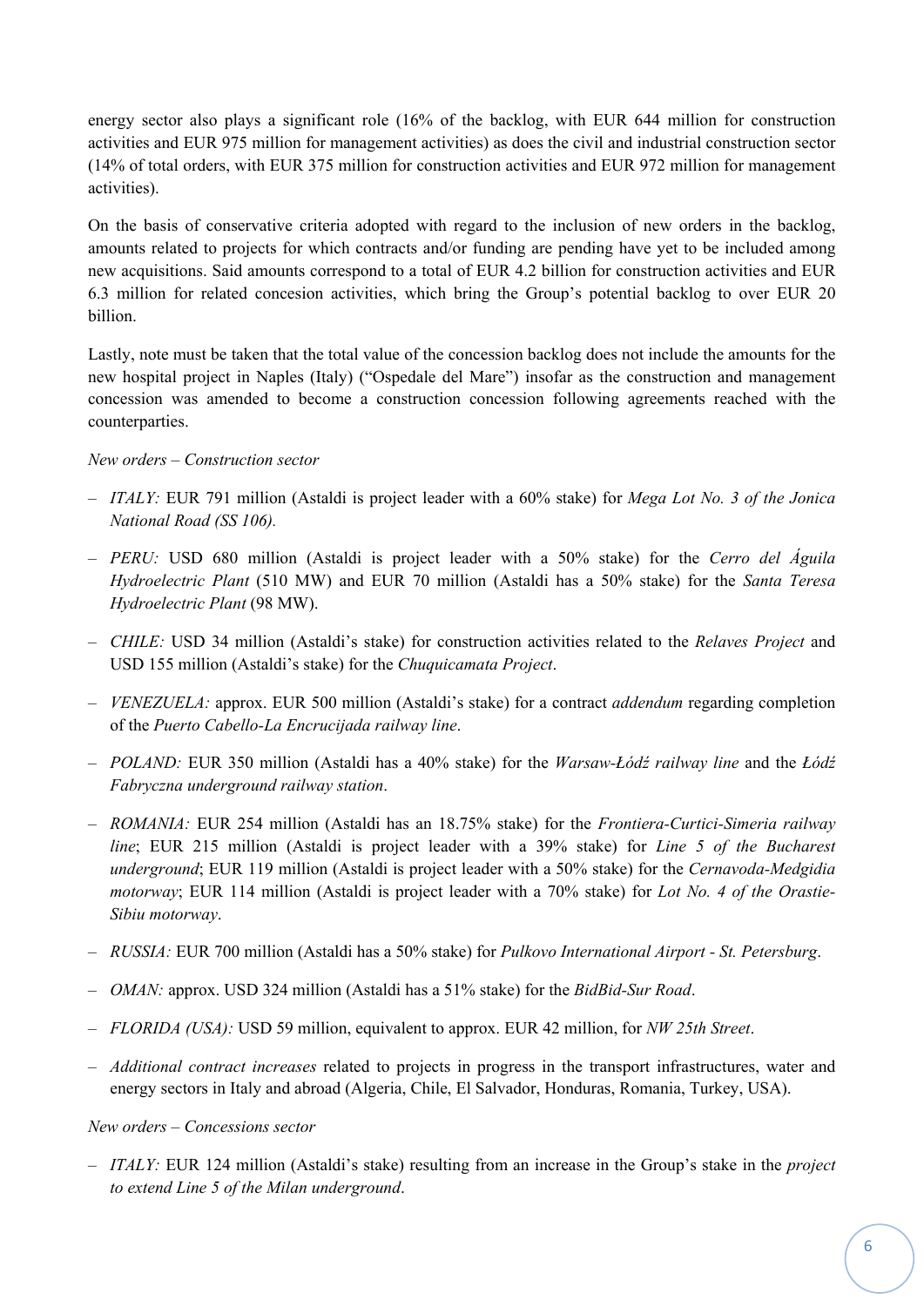energy sector also plays a significant role (16% of the backlog, with EUR 644 million for construction activities and EUR 975 million for management activities) as does the civil and industrial construction sector (14% of total orders, with EUR 375 million for construction activities and EUR 972 million for management activities).

On the basis of conservative criteria adopted with regard to the inclusion of new orders in the backlog, amounts related to projects for which contracts and/or funding are pending have yet to be included among new acquisitions. Said amounts correspond to a total of EUR 4.2 billion for construction activities and EUR 6.3 million for related concesion activities, which bring the Group's potential backlog to over EUR 20 billion.

Lastly, note must be taken that the total value of the concession backlog does not include the amounts for the new hospital project in Naples (Italy) ("Ospedale del Mare") insofar as the construction and management concession was amended to become a construction concession following agreements reached with the counterparties.

*New orders – Construction sector*

- *ITALY:* EUR 791 million (Astaldi is project leader with a 60% stake) for *Mega Lot No. 3 of the Jonica National Road (SS 106).*
- *PERU:* USD 680 million (Astaldi is project leader with a 50% stake) for the *Cerro del Águila Hydroelectric Plant* (510 MW) and EUR 70 million (Astaldi has a 50% stake) for the *Santa Teresa Hydroelectric Plant* (98 MW).
- *CHILE:* USD 34 million (Astaldi's stake) for construction activities related to the *Relaves Project* and USD 155 million (Astaldi's stake) for the *Chuquicamata Project*.
- *VENEZUELA:* approx. EUR 500 million (Astaldi's stake) for a contract *addendum* regarding completion of the *Puerto Cabello-La Encrucijada railway line*.
- *POLAND:* EUR 350 million (Astaldi has a 40% stake) for the *Warsaw-Łódź railway line* and the *Łódź Fabryczna underground railway station*.
- *ROMANIA:* EUR 254 million (Astaldi has an 18.75% stake) for the *Frontiera-Curtici-Simeria railway line*; EUR 215 million (Astaldi is project leader with a 39% stake) for *Line 5 of the Bucharest underground*; EUR 119 million (Astaldi is project leader with a 50% stake) for the *Cernavoda-Medgidia motorway*; EUR 114 million (Astaldi is project leader with a 70% stake) for *Lot No. 4 of the Orastie-Sibiu motorway*.
- *RUSSIA:* EUR 700 million (Astaldi has a 50% stake) for *Pulkovo International Airport - St. Petersburg*.
- *OMAN:* approx. USD 324 million (Astaldi has a 51% stake) for the *BidBid-Sur Road*.
- *FLORIDA (USA):* USD 59 million, equivalent to approx. EUR 42 million, for *NW 25th Street*.
- *Additional contract increases* related to projects in progress in the transport infrastructures, water and energy sectors in Italy and abroad (Algeria, Chile, El Salvador, Honduras, Romania, Turkey, USA).

*New orders – Concessions sector*

- *ITALY:* EUR 124 million (Astaldi's stake) resulting from an increase in the Group's stake in the *project to extend Line 5 of the Milan underground*.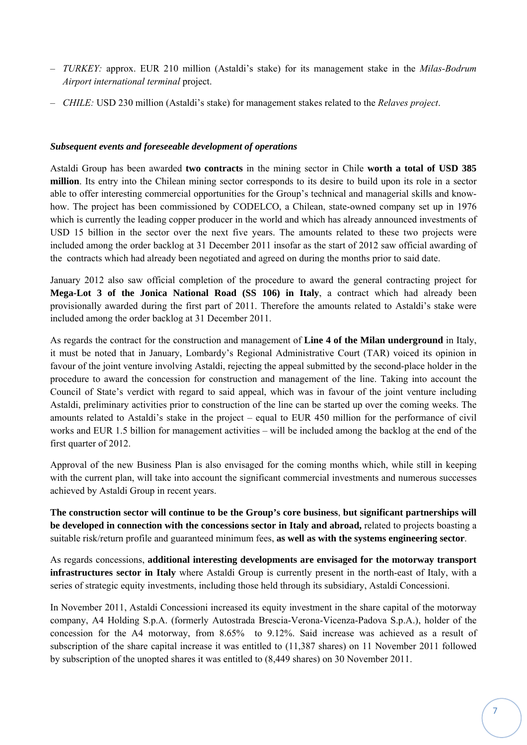- *TURKEY:* approx. EUR 210 million (Astaldi's stake) for its management stake in the *Milas-Bodrum Airport international terminal* project.
- *CHILE:* USD 230 million (Astaldi's stake) for management stakes related to the *Relaves project*.

***Subsequent events and foreseeable development of operations***

Astaldi Group has been awarded **two contracts** in the mining sector in Chile **worth a total of USD 385 million**. Its entry into the Chilean mining sector corresponds to its desire to build upon its role in a sector able to offer interesting commercial opportunities for the Group's technical and managerial skills and know-how. The project has been commissioned by CODELCO, a Chilean, state-owned company set up in 1976 which is currently the leading copper producer in the world and which has already announced investments of USD 15 billion in the sector over the next five years. The amounts related to these two projects were included among the order backlog at 31 December 2011 insofar as the start of 2012 saw official awarding of the contracts which had already been negotiated and agreed on during the months prior to said date.

January 2012 also saw official completion of the procedure to award the general contracting project for **Mega-Lot 3 of the Jonica National Road (SS 106) in Italy**, a contract which had already been provisionally awarded during the first part of 2011. Therefore the amounts related to Astaldi's stake were included among the order backlog at 31 December 2011.

As regards the contract for the construction and management of **Line 4 of the Milan underground** in Italy, it must be noted that in January, Lombardy's Regional Administrative Court (TAR) voiced its opinion in favour of the joint venture involving Astaldi, rejecting the appeal submitted by the second-place holder in the procedure to award the concession for construction and management of the line. Taking into account the Council of State's verdict with regard to said appeal, which was in favour of the joint venture including Astaldi, preliminary activities prior to construction of the line can be started up over the coming weeks. The amounts related to Astaldi's stake in the project – equal to EUR 450 million for the performance of civil works and EUR 1.5 billion for management activities – will be included among the backlog at the end of the first quarter of 2012.

Approval of the new Business Plan is also envisaged for the coming months which, while still in keeping with the current plan, will take into account the significant commercial investments and numerous successes achieved by Astaldi Group in recent years.

**The construction sector will continue to be the Group's core business**, **but significant partnerships will be developed in connection with the concessions sector in Italy and abroad,** related to projects boasting a suitable risk/return profile and guaranteed minimum fees, **as well as with the systems engineering sector**.

As regards concessions, **additional interesting developments are envisaged for the motorway transport infrastructures sector in Italy** where Astaldi Group is currently present in the north-east of Italy, with a series of strategic equity investments, including those held through its subsidiary, Astaldi Concessioni.

In November 2011, Astaldi Concessioni increased its equity investment in the share capital of the motorway company, A4 Holding S.p.A. (formerly Autostrada Brescia-Verona-Vicenza-Padova S.p.A.), holder of the concession for the A4 motorway, from 8.65% to 9.12%. Said increase was achieved as a result of subscription of the share capital increase it was entitled to (11,387 shares) on 11 November 2011 followed by subscription of the unopted shares it was entitled to (8,449 shares) on 30 November 2011.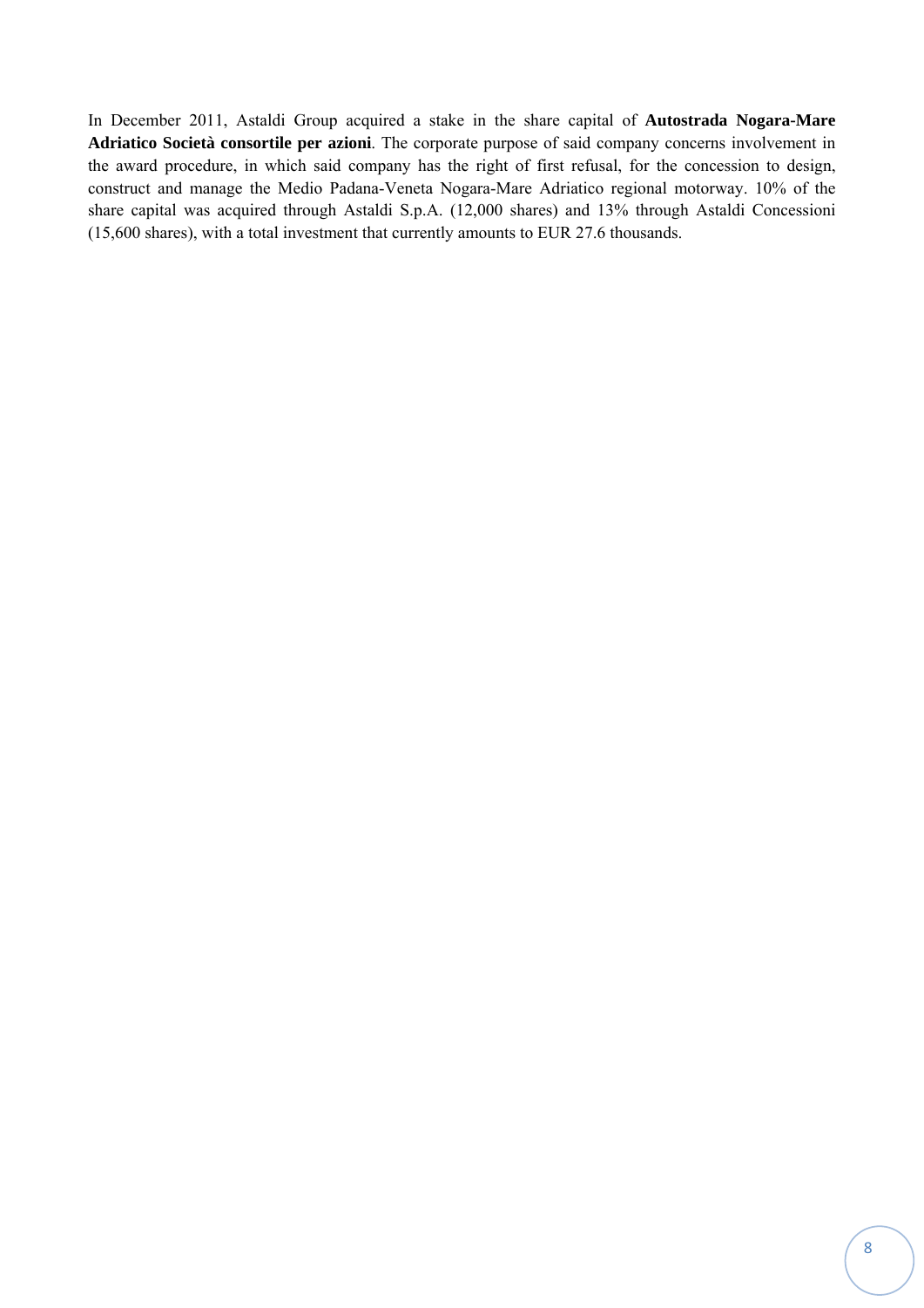In December 2011, Astaldi Group acquired a stake in the share capital of **Autostrada Nogara-Mare Adriatico Società consortile per azioni**. The corporate purpose of said company concerns involvement in the award procedure, in which said company has the right of first refusal, for the concession to design, construct and manage the Medio Padana-Veneta Nogara-Mare Adriatico regional motorway. 10% of the share capital was acquired through Astaldi S.p.A. (12,000 shares) and 13% through Astaldi Concessioni (15,600 shares), with a total investment that currently amounts to EUR 27.6 thousands.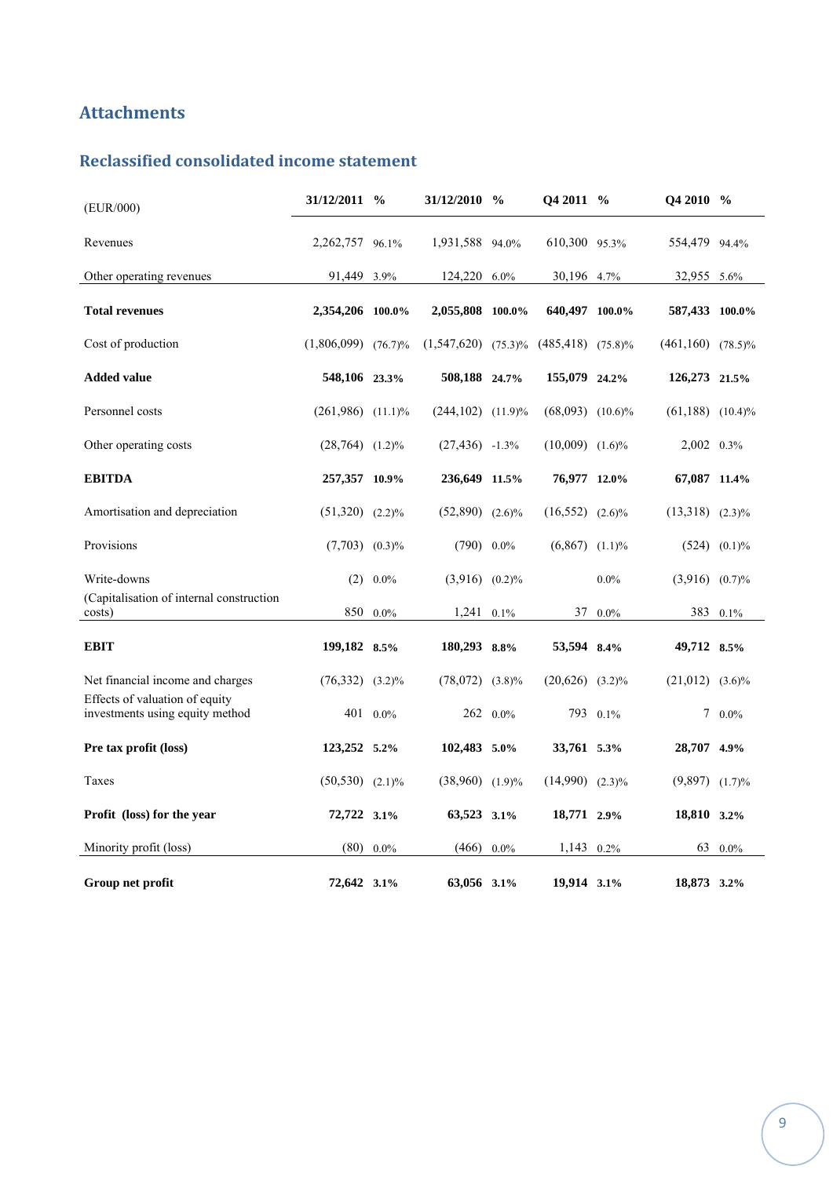# Attachments

## Reclassified consolidated income statement

| (EUR/000) | 31/12/2011 | % | 31/12/2010 | % | Q4 2011 | % | Q4 2010 | % |
|---|---|---|---|---|---|---|---|---|
| Revenues | 2,262,757 | 96.1% | 1,931,588 | 94.0% | 610,300 | 95.3% | 554,479 | 94.4% |
| Other operating revenues | 91,449 | 3.9% | 124,220 | 6.0% | 30,196 | 4.7% | 32,955 | 5.6% |
| **Total revenues** | **2,354,206** | **100.0%** | **2,055,808** | **100.0%** | **640,497** | **100.0%** | **587,433** | **100.0%** |
| Cost of production | (1,806,099) | (76.7)% | (1,547,620) | (75.3)% | (485,418) | (75.8)% | (461,160) | (78.5)% |
| **Added value** | **548,106** | **23.3%** | **508,188** | **24.7%** | **155,079** | **24.2%** | **126,273** | **21.5%** |
| Personnel costs | (261,986) | (11.1)% | (244,102) | (11.9)% | (68,093) | (10.6)% | (61,188) | (10.4)% |
| Other operating costs | (28,764) | (1.2)% | (27,436) | -1.3% | (10,009) | (1.6)% | 2,002 | 0.3% |
| **EBITDA** | **257,357** | **10.9%** | **236,649** | **11.5%** | **76,977** | **12.0%** | **67,087** | **11.4%** |
| Amortisation and depreciation | (51,320) | (2.2)% | (52,890) | (2.6)% | (16,552) | (2.6)% | (13,318) | (2.3)% |
| Provisions | (7,703) | (0.3)% | (790) | 0.0% | (6,867) | (1.1)% | (524) | (0.1)% |
| Write-downs | (2) | 0.0% | (3,916) | (0.2)% | | 0.0% | (3,916) | (0.7)% |
| (Capitalisation of internal construction costs) | 850 | 0.0% | 1,241 | 0.1% | 37 | 0.0% | 383 | 0.1% |
| **EBIT** | **199,182** | **8.5%** | **180,293** | **8.8%** | **53,594** | **8.4%** | **49,712** | **8.5%** |
| Net financial income and charges | (76,332) | (3.2)% | (78,072) | (3.8)% | (20,626) | (3.2)% | (21,012) | (3.6)% |
| Effects of valuation of equity investments using equity method | 401 | 0.0% | 262 | 0.0% | 793 | 0.1% | 7 | 0.0% |
| **Pre tax profit (loss)** | **123,252** | **5.2%** | **102,483** | **5.0%** | **33,761** | **5.3%** | **28,707** | **4.9%** |
| Taxes | (50,530) | (2.1)% | (38,960) | (1.9)% | (14,990) | (2.3)% | (9,897) | (1.7)% |
| **Profit (loss) for the year** | **72,722** | **3.1%** | **63,523** | **3.1%** | **18,771** | **2.9%** | **18,810** | **3.2%** |
| Minority profit (loss) | (80) | 0.0% | (466) | 0.0% | 1,143 | 0.2% | 63 | 0.0% |
| **Group net profit** | **72,642** | **3.1%** | **63,056** | **3.1%** | **19,914** | **3.1%** | **18,873** | **3.2%** |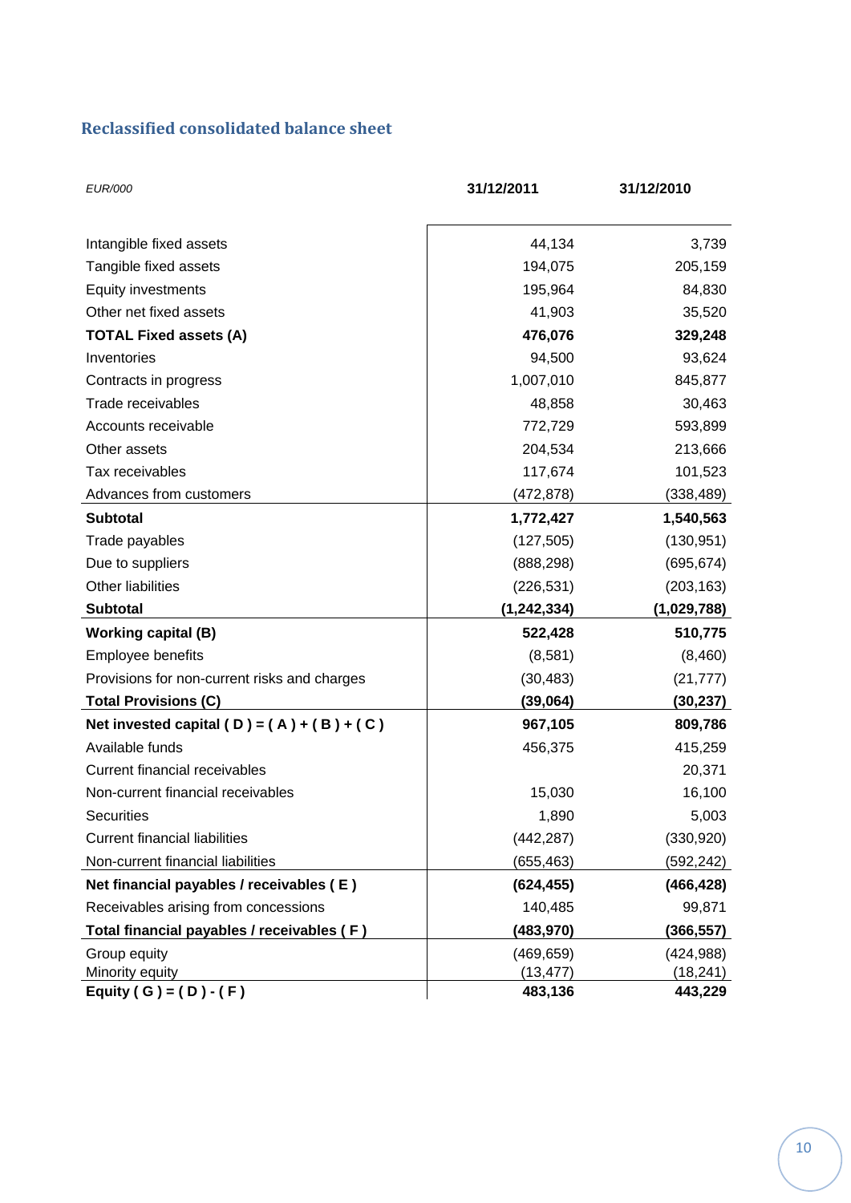## Reclassified consolidated balance sheet

| *EUR/000* | 31/12/2011 | 31/12/2010 |
|---|---|---|
| Intangible fixed assets | 44,134 | 3,739 |
| Tangible fixed assets | 194,075 | 205,159 |
| Equity investments | 195,964 | 84,830 |
| Other net fixed assets | 41,903 | 35,520 |
| **TOTAL Fixed assets (A)** | **476,076** | **329,248** |
| Inventories | 94,500 | 93,624 |
| Contracts in progress | 1,007,010 | 845,877 |
| Trade receivables | 48,858 | 30,463 |
| Accounts receivable | 772,729 | 593,899 |
| Other assets | 204,534 | 213,666 |
| Tax receivables | 117,674 | 101,523 |
| Advances from customers | (472,878) | (338,489) |
| **Subtotal** | **1,772,427** | **1,540,563** |
| Trade payables | (127,505) | (130,951) |
| Due to suppliers | (888,298) | (695,674) |
| Other liabilities | (226,531) | (203,163) |
| **Subtotal** | **(1,242,334)** | **(1,029,788)** |
| **Working capital (B)** | **522,428** | **510,775** |
| Employee benefits | (8,581) | (8,460) |
| Provisions for non-current risks and charges | (30,483) | (21,777) |
| **Total Provisions (C)** | **(39,064)** | **(30,237)** |
| **Net invested capital ( D ) = ( A ) + ( B ) + ( C )** | **967,105** | **809,786** |
| Available funds | 456,375 | 415,259 |
| Current financial receivables | | 20,371 |
| Non-current financial receivables | 15,030 | 16,100 |
| Securities | 1,890 | 5,003 |
| Current financial liabilities | (442,287) | (330,920) |
| Non-current financial liabilities | (655,463) | (592,242) |
| **Net financial payables / receivables ( E )** | **(624,455)** | **(466,428)** |
| Receivables arising from concessions | 140,485 | 99,871 |
| **Total financial payables / receivables ( F )** | **(483,970)** | **(366,557)** |
| Group equity | (469,659) | (424,988) |
| Minority equity | (13,477) | (18,241) |
| **Equity ( G ) = ( D ) - ( F )** | **483,136** | **443,229** |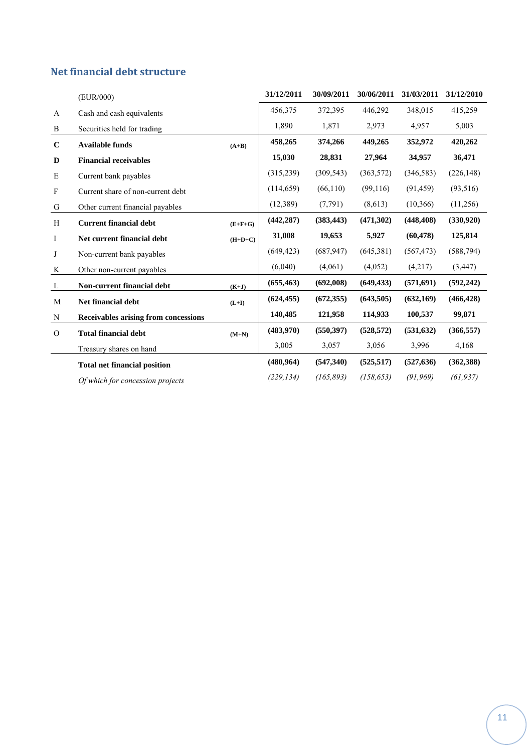## Net financial debt structure

| | (EUR/000) | | 31/12/2011 | 30/09/2011 | 30/06/2011 | 31/03/2011 | 31/12/2010 |
|---|---|---|---|---|---|---|---|
| A | Cash and cash equivalents | | 456,375 | 372,395 | 446,292 | 348,015 | 415,259 |
| B | Securities held for trading | | 1,890 | 1,871 | 2,973 | 4,957 | 5,003 |
| **C** | **Available funds** | **(A+B)** | **458,265** | **374,266** | **449,265** | **352,972** | **420,262** |
| **D** | **Financial receivables** | | **15,030** | **28,831** | **27,964** | **34,957** | **36,471** |
| E | Current bank payables | | (315,239) | (309,543) | (363,572) | (346,583) | (226,148) |
| F | Current share of non-current debt | | (114,659) | (66,110) | (99,116) | (91,459) | (93,516) |
| G | Other current financial payables | | (12,389) | (7,791) | (8,613) | (10,366) | (11,256) |
| H | **Current financial debt** | **(E+F+G)** | **(442,287)** | **(383,443)** | **(471,302)** | **(448,408)** | **(330,920)** |
| I | **Net current financial debt** | **(H+D+C)** | **31,008** | **19,653** | **5,927** | **(60,478)** | **125,814** |
| J | Non-current bank payables | | (649,423) | (687,947) | (645,381) | (567,473) | (588,794) |
| K | Other non-current payables | | (6,040) | (4,061) | (4,052) | (4,217) | (3,447) |
| L | **Non-current financial debt** | **(K+J)** | **(655,463)** | **(692,008)** | **(649,433)** | **(571,691)** | **(592,242)** |
| M | **Net financial debt** | **(L+I)** | **(624,455)** | **(672,355)** | **(643,505)** | **(632,169)** | **(466,428)** |
| N | **Receivables arising from concessions** | | **140,485** | **121,958** | **114,933** | **100,537** | **99,871** |
| O | **Total financial debt** | **(M+N)** | **(483,970)** | **(550,397)** | **(528,572)** | **(531,632)** | **(366,557)** |
| | Treasury shares on hand | | 3,005 | 3,057 | 3,056 | 3,996 | 4,168 |
| | **Total net financial position** | | **(480,964)** | **(547,340)** | **(525,517)** | **(527,636)** | **(362,388)** |
| | *Of which for concession projects* | | *(229,134)* | *(165,893)* | *(158,653)* | *(91,969)* | *(61,937)* |